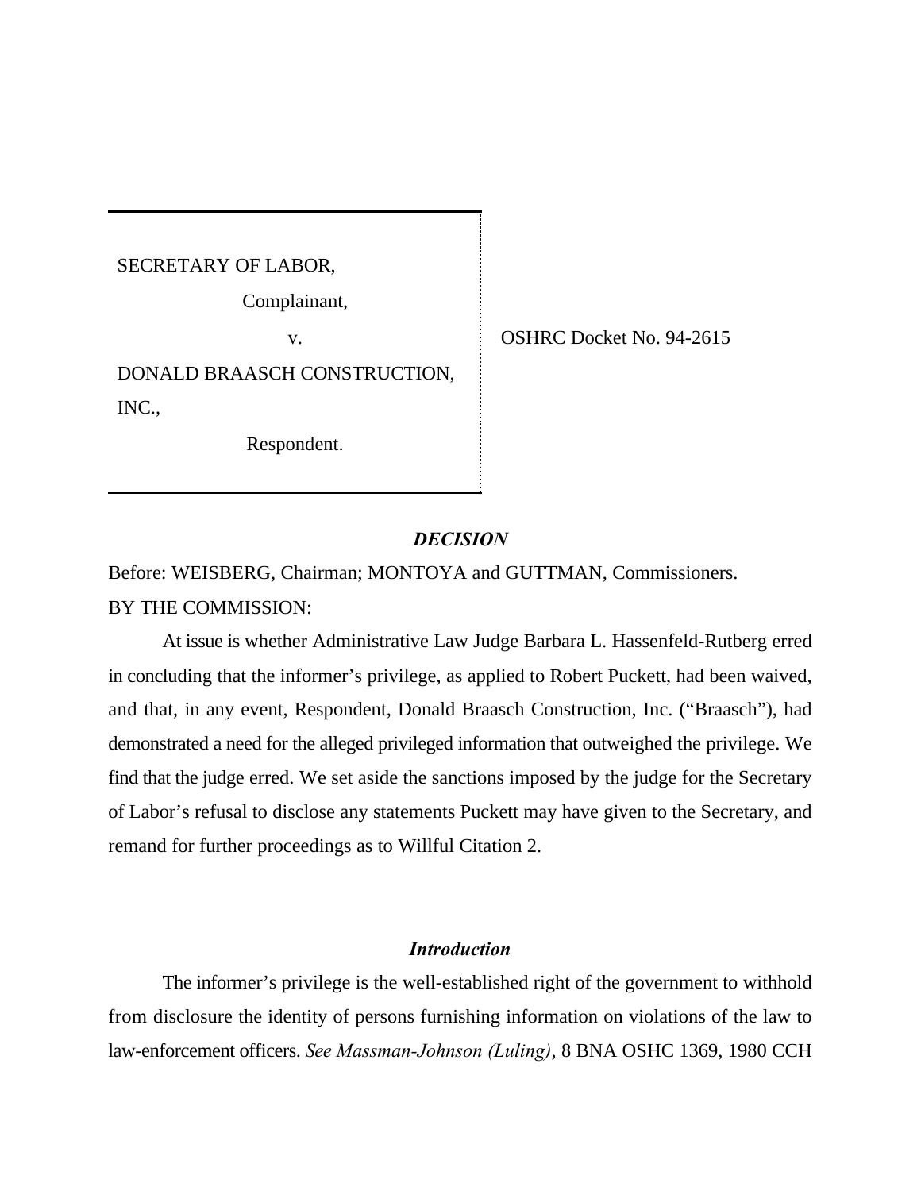SECRETARY OF LABOR,

Complainant,

v.

DONALD BRAASCH CONSTRUCTION, INC.,

Respondent.

OSHRC Docket No. 94-2615

## *DECISION*

Before: WEISBERG, Chairman; MONTOYA and GUTTMAN, Commissioners.

BY THE COMMISSION:

At issue is whether Administrative Law Judge Barbara L. Hassenfeld-Rutberg erred in concluding that the informer's privilege, as applied to Robert Puckett, had been waived, and that, in any event, Respondent, Donald Braasch Construction, Inc. ("Braasch"), had demonstrated a need for the alleged privileged information that outweighed the privilege. We find that the judge erred. We set aside the sanctions imposed by the judge for the Secretary of Labor's refusal to disclose any statements Puckett may have given to the Secretary, and remand for further proceedings as to Willful Citation 2.

### *Introduction*

The informer's privilege is the well-established right of the government to withhold from disclosure the identity of persons furnishing information on violations of the law to law-enforcement officers. *See Massman-Johnson (Luling)*, 8 BNA OSHC 1369, 1980 CCH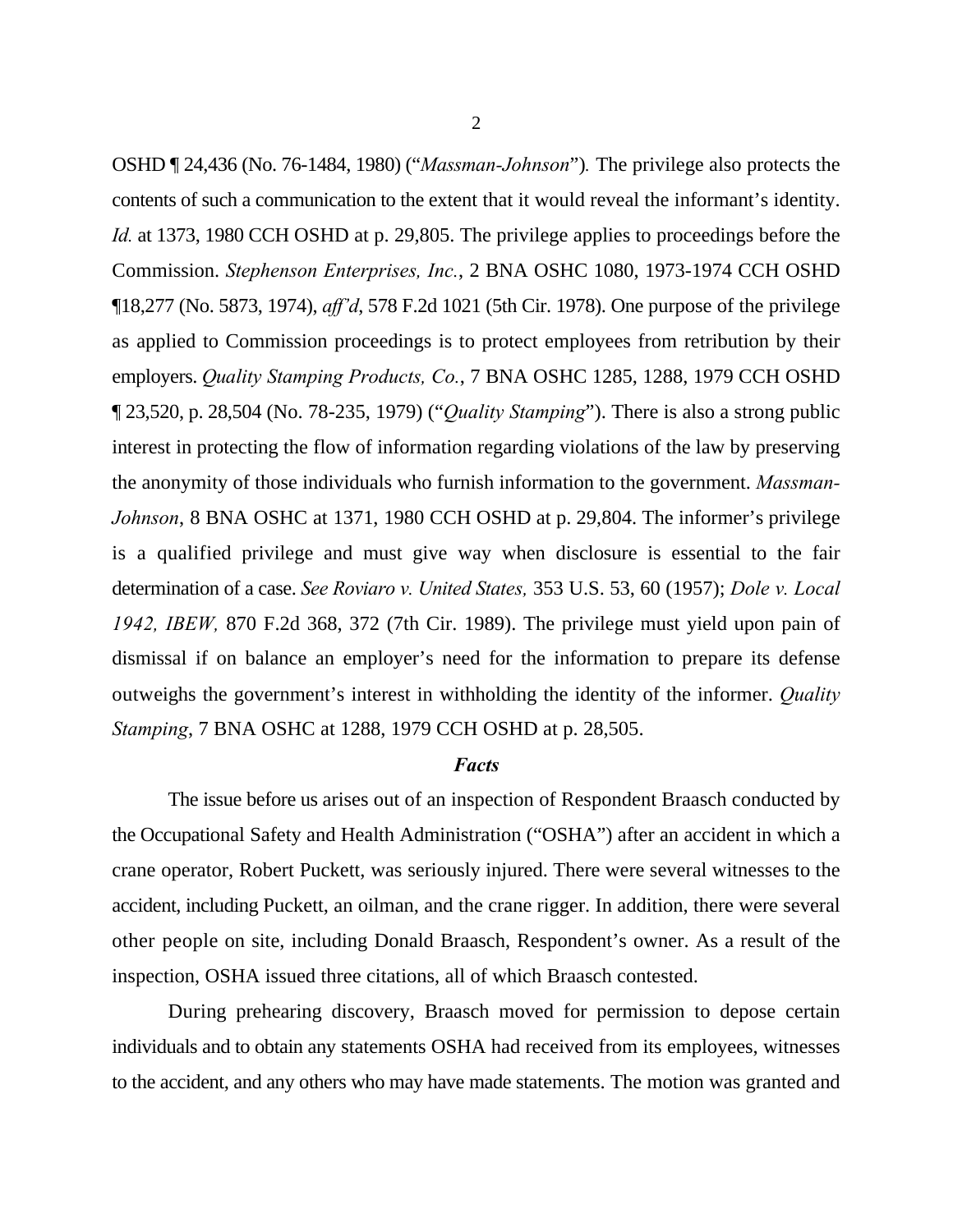OSHD ¶ 24,436 (No. 76-1484, 1980) (“*Massman-Johnson*”)*.* The privilege also protects the contents of such a communication to the extent that it would reveal the informant’s identity. *Id.* at 1373, 1980 CCH OSHD at p. 29,805. The privilege applies to proceedings before the Commission. *Stephenson Enterprises, Inc.*, 2 BNA OSHC 1080, 1973-1974 CCH OSHD ¶18,277 (No. 5873, 1974), *aff’d*, 578 F.2d 1021 (5th Cir. 1978). One purpose of the privilege as applied to Commission proceedings is to protect employees from retribution by their employers. *Quality Stamping Products, Co.*, 7 BNA OSHC 1285, 1288, 1979 CCH OSHD ¶ 23,520, p. 28,504 (No. 78-235, 1979) (“*Quality Stamping*”). There is also a strong public interest in protecting the flow of information regarding violations of the law by preserving the anonymity of those individuals who furnish information to the government. *Massman-Johnson*, 8 BNA OSHC at 1371, 1980 CCH OSHD at p. 29,804. The informer’s privilege is a qualified privilege and must give way when disclosure is essential to the fair determination of a case. *See Roviaro v. United States,* 353 U.S. 53, 60 (1957); *Dole v. Local 1942, IBEW,* 870 F.2d 368, 372 (7th Cir. 1989). The privilege must yield upon pain of dismissal if on balance an employer’s need for the information to prepare its defense outweighs the government’s interest in withholding the identity of the informer. *Quality Stamping*, 7 BNA OSHC at 1288, 1979 CCH OSHD at p. 28,505.

### *Facts*

The issue before us arises out of an inspection of Respondent Braasch conducted by the Occupational Safety and Health Administration (“OSHA”) after an accident in which a crane operator, Robert Puckett, was seriously injured. There were several witnesses to the accident, including Puckett, an oilman, and the crane rigger. In addition, there were several other people on site, including Donald Braasch, Respondent’s owner. As a result of the inspection, OSHA issued three citations, all of which Braasch contested.

During prehearing discovery, Braasch moved for permission to depose certain individuals and to obtain any statements OSHA had received from its employees, witnesses to the accident, and any others who may have made statements. The motion was granted and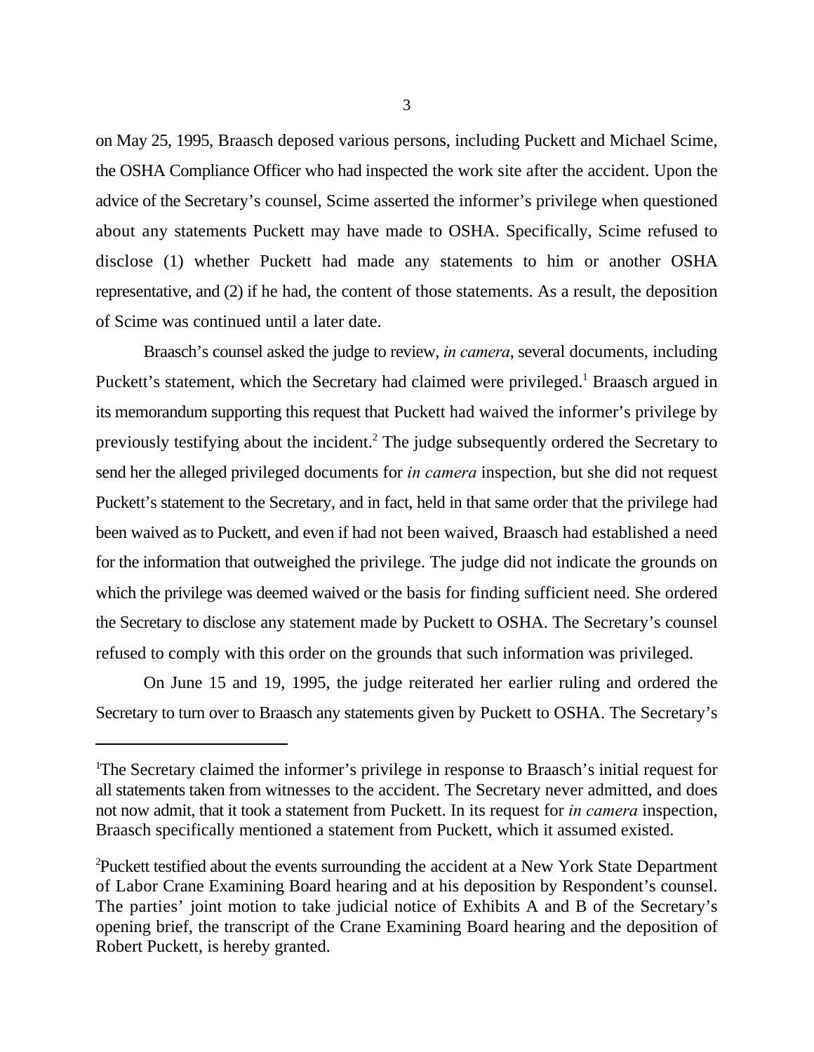on May 25, 1995, Braasch deposed various persons, including Puckett and Michael Scime, the OSHA Compliance Officer who had inspected the work site after the accident. Upon the advice of the Secretary's counsel, Scime asserted the informer's privilege when questioned about any statements Puckett may have made to OSHA. Specifically, Scime refused to disclose (1) whether Puckett had made any statements to him or another OSHA representative, and (2) if he had, the content of those statements. As a result, the deposition of Scime was continued until a later date.

Braasch's counsel asked the judge to review, *in camera*, several documents, including Puckett's statement, which the Secretary had claimed were privileged.[1] Braasch argued in its memorandum supporting this request that Puckett had waived the informer's privilege by previously testifying about the incident.[2] The judge subsequently ordered the Secretary to send her the alleged privileged documents for *in camera* inspection, but she did not request Puckett's statement to the Secretary, and in fact, held in that same order that the privilege had been waived as to Puckett, and even if had not been waived, Braasch had established a need for the information that outweighed the privilege. The judge did not indicate the grounds on which the privilege was deemed waived or the basis for finding sufficient need. She ordered the Secretary to disclose any statement made by Puckett to OSHA. The Secretary's counsel refused to comply with this order on the grounds that such information was privileged.

On June 15 and 19, 1995, the judge reiterated her earlier ruling and ordered the Secretary to turn over to Braasch any statements given by Puckett to OSHA. The Secretary's

---

[1]The Secretary claimed the informer's privilege in response to Braasch's initial request for all statements taken from witnesses to the accident. The Secretary never admitted, and does not now admit, that it took a statement from Puckett. In its request for *in camera* inspection, Braasch specifically mentioned a statement from Puckett, which it assumed existed.

[2]Puckett testified about the events surrounding the accident at a New York State Department of Labor Crane Examining Board hearing and at his deposition by Respondent's counsel. The parties' joint motion to take judicial notice of Exhibits A and B of the Secretary's opening brief, the transcript of the Crane Examining Board hearing and the deposition of Robert Puckett, is hereby granted.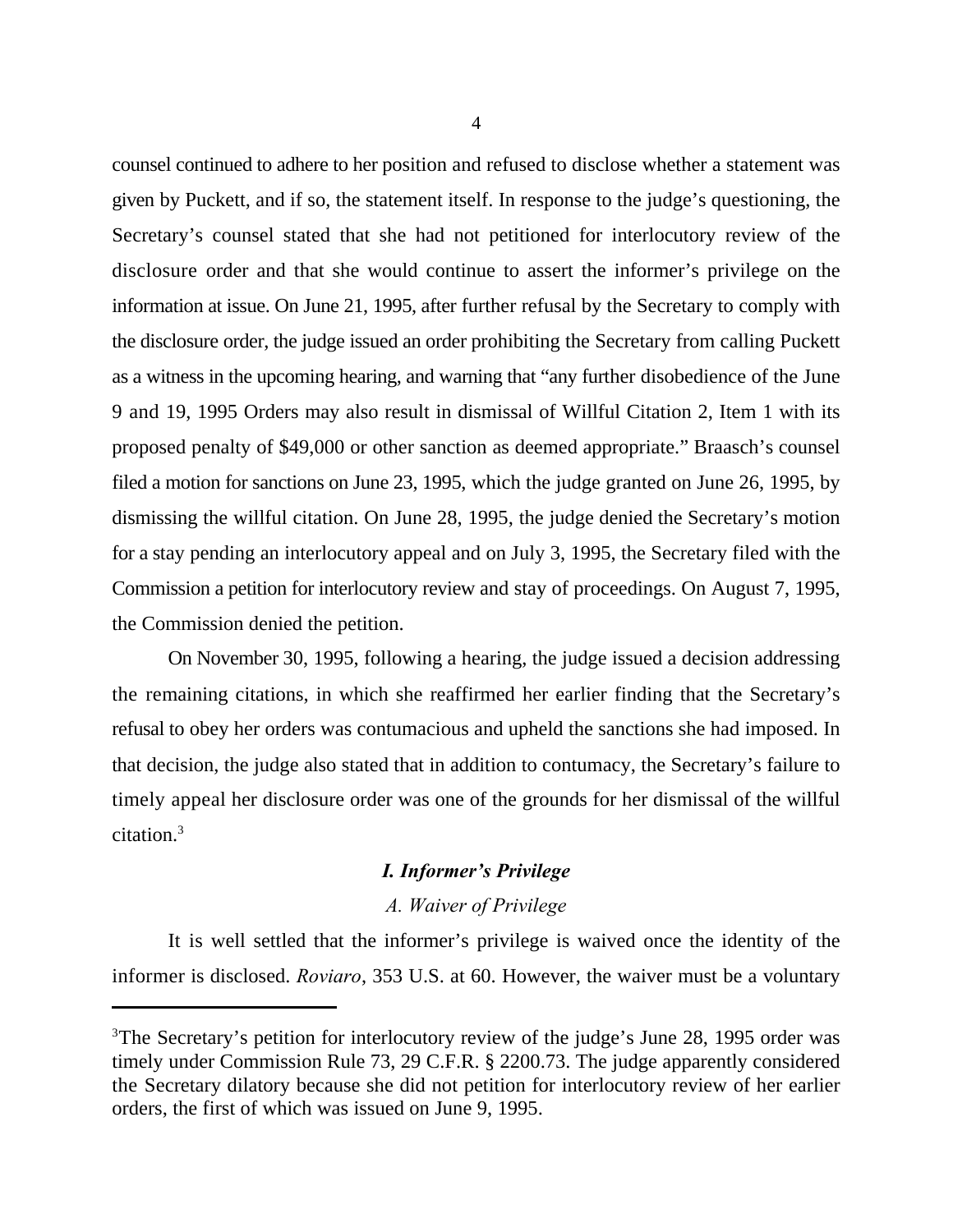counsel continued to adhere to her position and refused to disclose whether a statement was given by Puckett, and if so, the statement itself. In response to the judge's questioning, the Secretary's counsel stated that she had not petitioned for interlocutory review of the disclosure order and that she would continue to assert the informer's privilege on the information at issue. On June 21, 1995, after further refusal by the Secretary to comply with the disclosure order, the judge issued an order prohibiting the Secretary from calling Puckett as a witness in the upcoming hearing, and warning that "any further disobedience of the June 9 and 19, 1995 Orders may also result in dismissal of Willful Citation 2, Item 1 with its proposed penalty of $49,000 or other sanction as deemed appropriate." Braasch's counsel filed a motion for sanctions on June 23, 1995, which the judge granted on June 26, 1995, by dismissing the willful citation. On June 28, 1995, the judge denied the Secretary's motion for a stay pending an interlocutory appeal and on July 3, 1995, the Secretary filed with the Commission a petition for interlocutory review and stay of proceedings. On August 7, 1995, the Commission denied the petition.

On November 30, 1995, following a hearing, the judge issued a decision addressing the remaining citations, in which she reaffirmed her earlier finding that the Secretary's refusal to obey her orders was contumacious and upheld the sanctions she had imposed. In that decision, the judge also stated that in addition to contumacy, the Secretary's failure to timely appeal her disclosure order was one of the grounds for her dismissal of the willful citation.[3]

## *I. Informer's Privilege*

### *A. Waiver of Privilege*

It is well settled that the informer's privilege is waived once the identity of the informer is disclosed. *Roviaro*, 353 U.S. at 60. However, the waiver must be a voluntary

---

[3]The Secretary's petition for interlocutory review of the judge's June 28, 1995 order was timely under Commission Rule 73, 29 C.F.R. § 2200.73. The judge apparently considered the Secretary dilatory because she did not petition for interlocutory review of her earlier orders, the first of which was issued on June 9, 1995.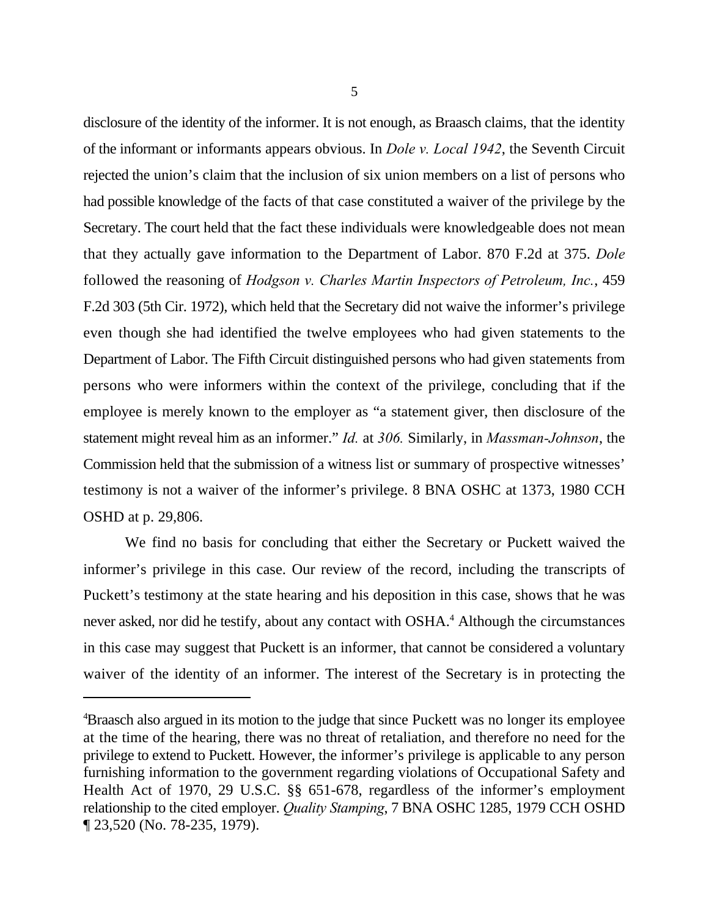disclosure of the identity of the informer. It is not enough, as Braasch claims, that the identity of the informant or informants appears obvious. In *Dole v. Local 1942*, the Seventh Circuit rejected the union's claim that the inclusion of six union members on a list of persons who had possible knowledge of the facts of that case constituted a waiver of the privilege by the Secretary. The court held that the fact these individuals were knowledgeable does not mean that they actually gave information to the Department of Labor. 870 F.2d at 375. *Dole* followed the reasoning of *Hodgson v. Charles Martin Inspectors of Petroleum, Inc.*, 459 F.2d 303 (5th Cir. 1972), which held that the Secretary did not waive the informer's privilege even though she had identified the twelve employees who had given statements to the Department of Labor. The Fifth Circuit distinguished persons who had given statements from persons who were informers within the context of the privilege, concluding that if the employee is merely known to the employer as "a statement giver, then disclosure of the statement might reveal him as an informer." *Id.* at *306.* Similarly, in *Massman-Johnson*, the Commission held that the submission of a witness list or summary of prospective witnesses' testimony is not a waiver of the informer's privilege. 8 BNA OSHC at 1373, 1980 CCH OSHD at p. 29,806.

We find no basis for concluding that either the Secretary or Puckett waived the informer's privilege in this case. Our review of the record, including the transcripts of Puckett's testimony at the state hearing and his deposition in this case, shows that he was never asked, nor did he testify, about any contact with OSHA.[4] Although the circumstances in this case may suggest that Puckett is an informer, that cannot be considered a voluntary waiver of the identity of an informer. The interest of the Secretary is in protecting the

---

[4]Braasch also argued in its motion to the judge that since Puckett was no longer its employee at the time of the hearing, there was no threat of retaliation, and therefore no need for the privilege to extend to Puckett. However, the informer's privilege is applicable to any person furnishing information to the government regarding violations of Occupational Safety and Health Act of 1970, 29 U.S.C. §§ 651-678, regardless of the informer's employment relationship to the cited employer. *Quality Stamping*, 7 BNA OSHC 1285, 1979 CCH OSHD ¶ 23,520 (No. 78-235, 1979).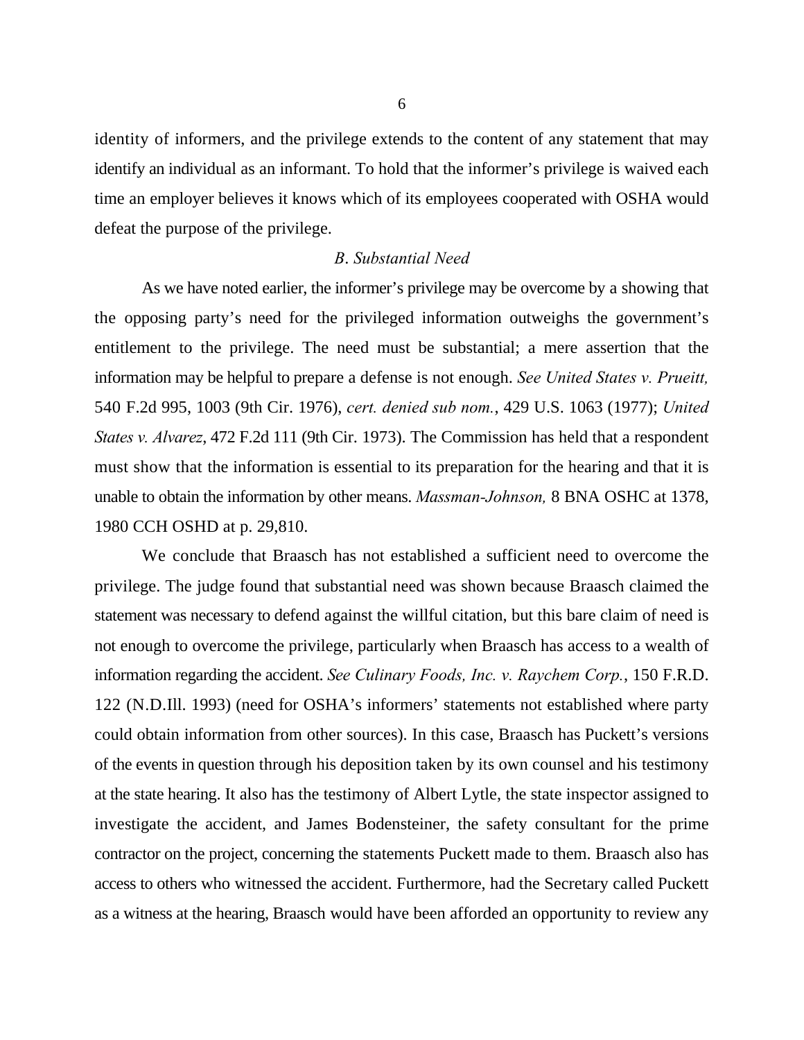identity of informers, and the privilege extends to the content of any statement that may identify an individual as an informant. To hold that the informer's privilege is waived each time an employer believes it knows which of its employees cooperated with OSHA would defeat the purpose of the privilege.

### *B. Substantial Need*

As we have noted earlier, the informer's privilege may be overcome by a showing that the opposing party's need for the privileged information outweighs the government's entitlement to the privilege. The need must be substantial; a mere assertion that the information may be helpful to prepare a defense is not enough. *See United States v. Prueitt,* 540 F.2d 995, 1003 (9th Cir. 1976), *cert. denied sub nom.*, 429 U.S. 1063 (1977); *United States v. Alvarez*, 472 F.2d 111 (9th Cir. 1973). The Commission has held that a respondent must show that the information is essential to its preparation for the hearing and that it is unable to obtain the information by other means. *Massman-Johnson,* 8 BNA OSHC at 1378, 1980 CCH OSHD at p. 29,810.

We conclude that Braasch has not established a sufficient need to overcome the privilege. The judge found that substantial need was shown because Braasch claimed the statement was necessary to defend against the willful citation, but this bare claim of need is not enough to overcome the privilege, particularly when Braasch has access to a wealth of information regarding the accident. *See Culinary Foods, Inc. v. Raychem Corp.*, 150 F.R.D. 122 (N.D.Ill. 1993) (need for OSHA's informers' statements not established where party could obtain information from other sources). In this case, Braasch has Puckett's versions of the events in question through his deposition taken by its own counsel and his testimony at the state hearing. It also has the testimony of Albert Lytle, the state inspector assigned to investigate the accident, and James Bodensteiner, the safety consultant for the prime contractor on the project, concerning the statements Puckett made to them. Braasch also has access to others who witnessed the accident. Furthermore, had the Secretary called Puckett as a witness at the hearing, Braasch would have been afforded an opportunity to review any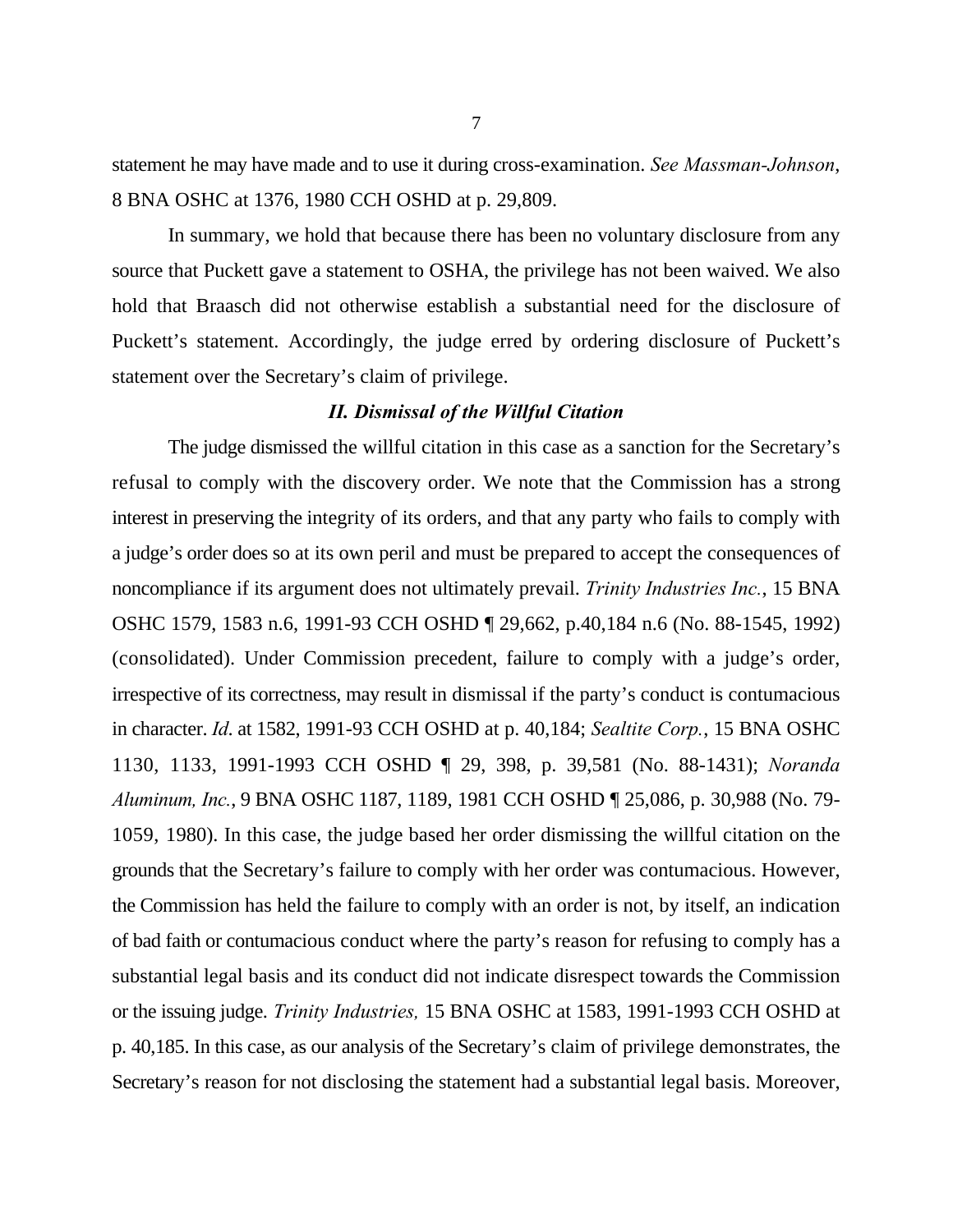statement he may have made and to use it during cross-examination. *See Massman-Johnson*, 8 BNA OSHC at 1376, 1980 CCH OSHD at p. 29,809.

In summary, we hold that because there has been no voluntary disclosure from any source that Puckett gave a statement to OSHA, the privilege has not been waived. We also hold that Braasch did not otherwise establish a substantial need for the disclosure of Puckett's statement. Accordingly, the judge erred by ordering disclosure of Puckett's statement over the Secretary's claim of privilege.

### *II. Dismissal of the Willful Citation*

The judge dismissed the willful citation in this case as a sanction for the Secretary's refusal to comply with the discovery order. We note that the Commission has a strong interest in preserving the integrity of its orders, and that any party who fails to comply with a judge's order does so at its own peril and must be prepared to accept the consequences of noncompliance if its argument does not ultimately prevail. *Trinity Industries Inc.*, 15 BNA OSHC 1579, 1583 n.6, 1991-93 CCH OSHD ¶ 29,662, p.40,184 n.6 (No. 88-1545, 1992) (consolidated). Under Commission precedent, failure to comply with a judge's order, irrespective of its correctness, may result in dismissal if the party's conduct is contumacious in character. *Id*. at 1582, 1991-93 CCH OSHD at p. 40,184; *Sealtite Corp.*, 15 BNA OSHC 1130, 1133, 1991-1993 CCH OSHD ¶ 29, 398, p. 39,581 (No. 88-1431); *Noranda Aluminum, Inc.*, 9 BNA OSHC 1187, 1189, 1981 CCH OSHD ¶ 25,086, p. 30,988 (No. 79-1059, 1980). In this case, the judge based her order dismissing the willful citation on the grounds that the Secretary's failure to comply with her order was contumacious. However, the Commission has held the failure to comply with an order is not, by itself, an indication of bad faith or contumacious conduct where the party's reason for refusing to comply has a substantial legal basis and its conduct did not indicate disrespect towards the Commission or the issuing judge. *Trinity Industries,* 15 BNA OSHC at 1583, 1991-1993 CCH OSHD at p. 40,185. In this case, as our analysis of the Secretary's claim of privilege demonstrates, the Secretary's reason for not disclosing the statement had a substantial legal basis. Moreover,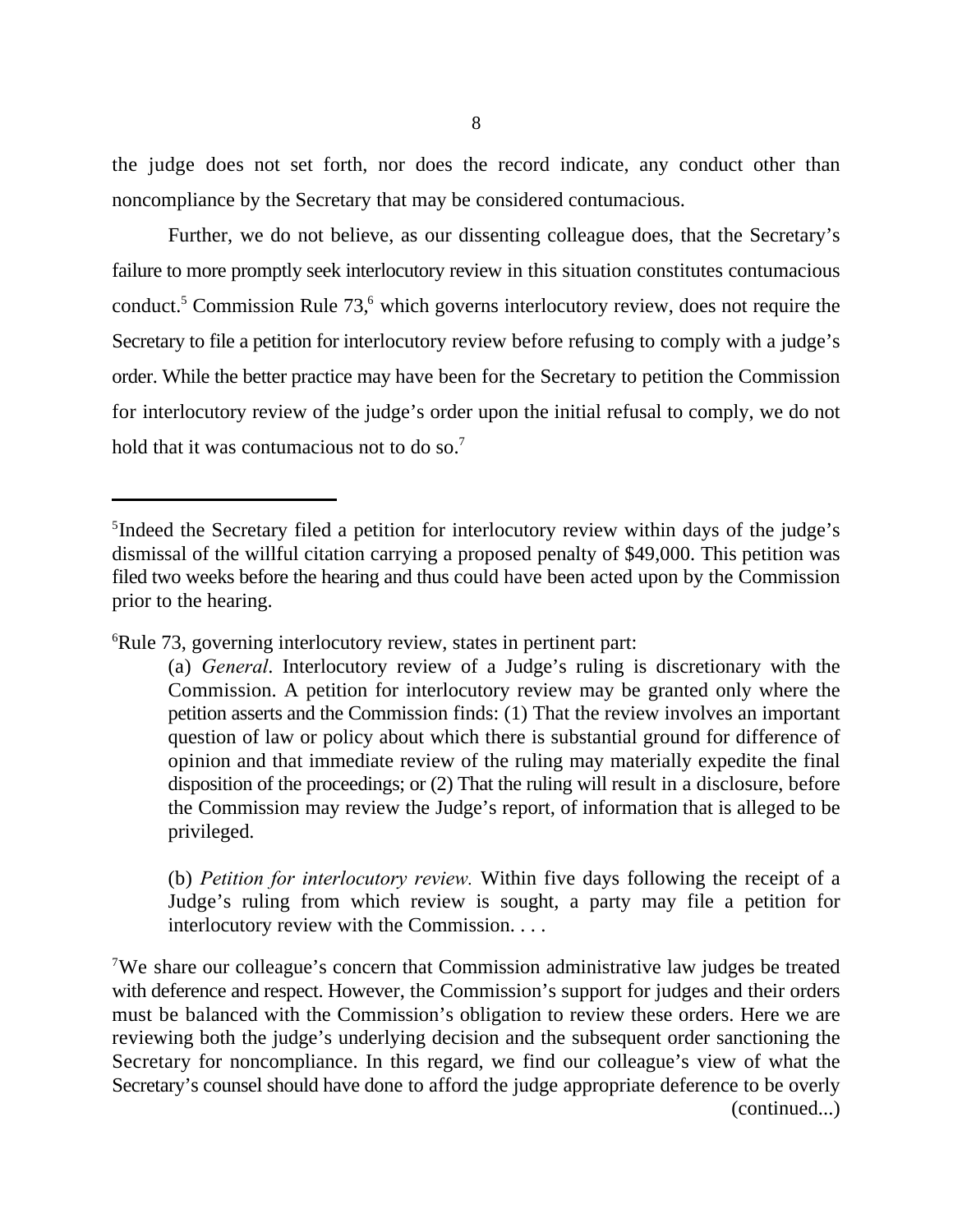the judge does not set forth, nor does the record indicate, any conduct other than noncompliance by the Secretary that may be considered contumacious.

Further, we do not believe, as our dissenting colleague does, that the Secretary's failure to more promptly seek interlocutory review in this situation constitutes contumacious conduct.[5] Commission Rule 73,[6] which governs interlocutory review, does not require the Secretary to file a petition for interlocutory review before refusing to comply with a judge's order. While the better practice may have been for the Secretary to petition the Commission for interlocutory review of the judge's order upon the initial refusal to comply, we do not hold that it was contumacious not to do so.[7]

---

[5]Indeed the Secretary filed a petition for interlocutory review within days of the judge's dismissal of the willful citation carrying a proposed penalty of $49,000. This petition was filed two weeks before the hearing and thus could have been acted upon by the Commission prior to the hearing.

[6]Rule 73, governing interlocutory review, states in pertinent part:

> (a) *General*. Interlocutory review of a Judge's ruling is discretionary with the Commission. A petition for interlocutory review may be granted only where the petition asserts and the Commission finds: (1) That the review involves an important question of law or policy about which there is substantial ground for difference of opinion and that immediate review of the ruling may materially expedite the final disposition of the proceedings; or (2) That the ruling will result in a disclosure, before the Commission may review the Judge's report, of information that is alleged to be privileged.
>
> (b) *Petition for interlocutory review.* Within five days following the receipt of a Judge's ruling from which review is sought, a party may file a petition for interlocutory review with the Commission. . . .

[7]We share our colleague's concern that Commission administrative law judges be treated with deference and respect. However, the Commission's support for judges and their orders must be balanced with the Commission's obligation to review these orders. Here we are reviewing both the judge's underlying decision and the subsequent order sanctioning the Secretary for noncompliance. In this regard, we find our colleague's view of what the Secretary's counsel should have done to afford the judge appropriate deference to be overly (continued...)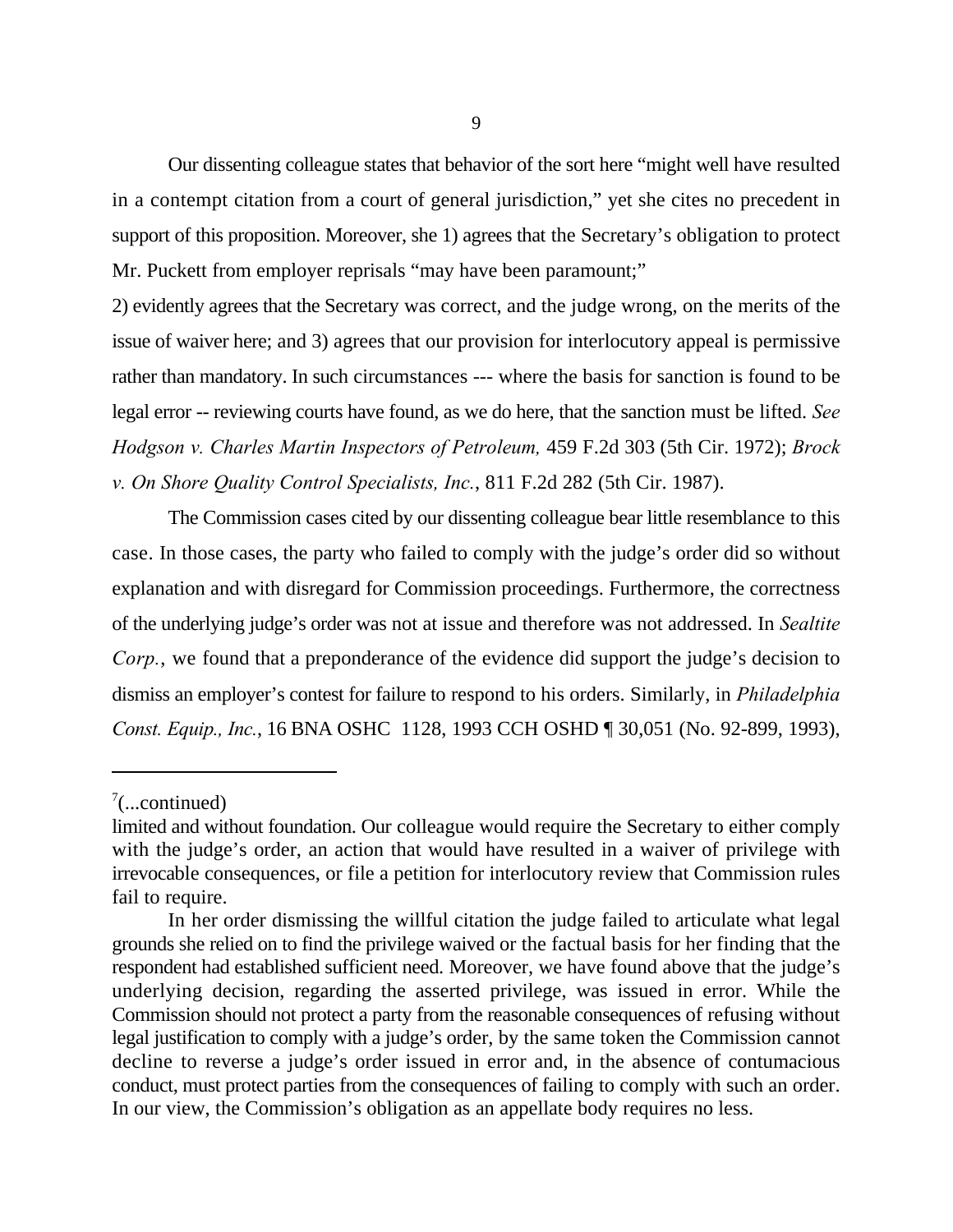Our dissenting colleague states that behavior of the sort here "might well have resulted in a contempt citation from a court of general jurisdiction," yet she cites no precedent in support of this proposition. Moreover, she 1) agrees that the Secretary's obligation to protect Mr. Puckett from employer reprisals "may have been paramount;"
2) evidently agrees that the Secretary was correct, and the judge wrong, on the merits of the issue of waiver here; and 3) agrees that our provision for interlocutory appeal is permissive rather than mandatory. In such circumstances --- where the basis for sanction is found to be legal error -- reviewing courts have found, as we do here, that the sanction must be lifted. *See Hodgson v. Charles Martin Inspectors of Petroleum,* 459 F.2d 303 (5th Cir. 1972); *Brock v. On Shore Quality Control Specialists, Inc.*, 811 F.2d 282 (5th Cir. 1987).

The Commission cases cited by our dissenting colleague bear little resemblance to this case. In those cases, the party who failed to comply with the judge's order did so without explanation and with disregard for Commission proceedings. Furthermore, the correctness of the underlying judge's order was not at issue and therefore was not addressed. In *Sealtite Corp.*, we found that a preponderance of the evidence did support the judge's decision to dismiss an employer's contest for failure to respond to his orders. Similarly, in *Philadelphia Const. Equip., Inc.*, 16 BNA OSHC 1128, 1993 CCH OSHD ¶ 30,051 (No. 92-899, 1993),

---

[7](...continued)
limited and without foundation. Our colleague would require the Secretary to either comply with the judge's order, an action that would have resulted in a waiver of privilege with irrevocable consequences, or file a petition for interlocutory review that Commission rules fail to require.

In her order dismissing the willful citation the judge failed to articulate what legal grounds she relied on to find the privilege waived or the factual basis for her finding that the respondent had established sufficient need. Moreover, we have found above that the judge's underlying decision, regarding the asserted privilege, was issued in error. While the Commission should not protect a party from the reasonable consequences of refusing without legal justification to comply with a judge's order, by the same token the Commission cannot decline to reverse a judge's order issued in error and, in the absence of contumacious conduct, must protect parties from the consequences of failing to comply with such an order. In our view, the Commission's obligation as an appellate body requires no less.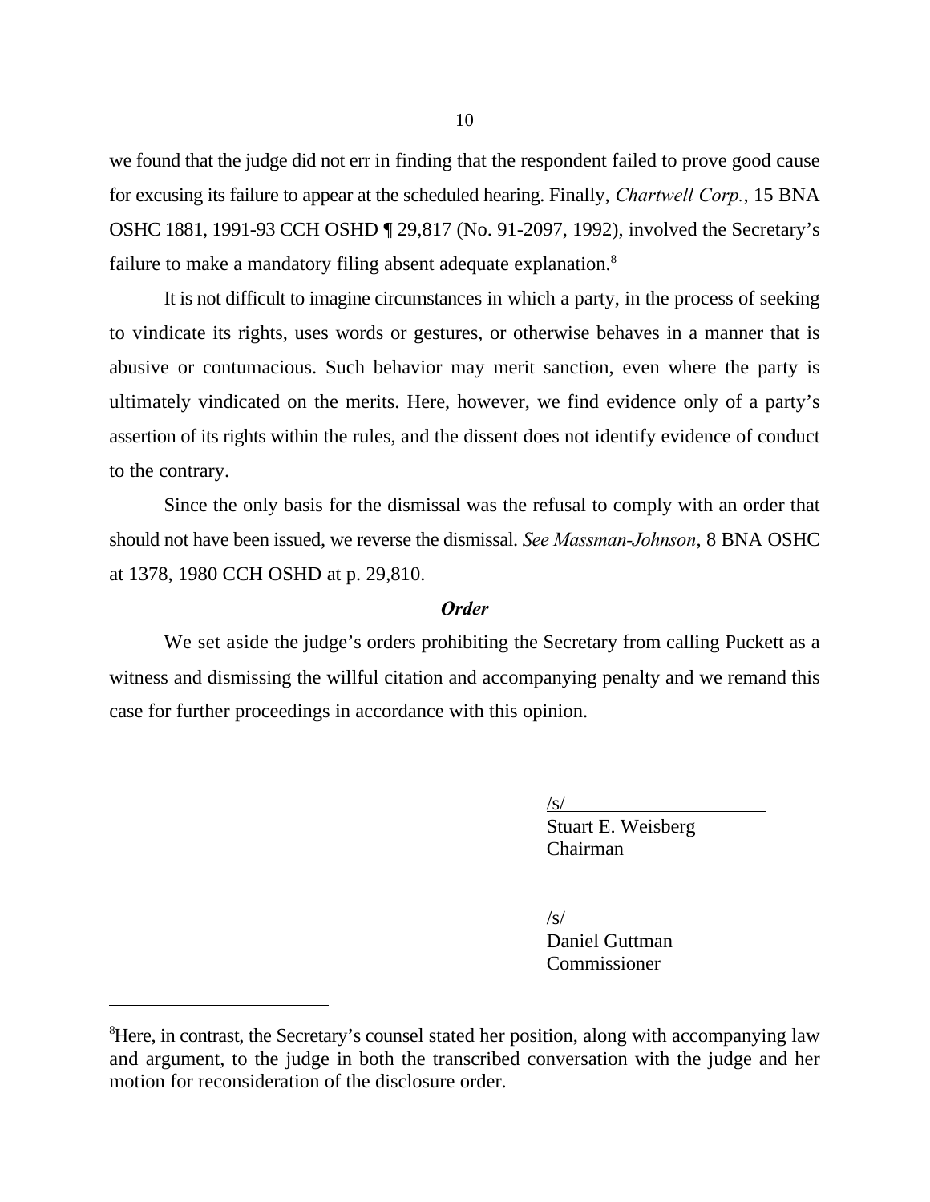we found that the judge did not err in finding that the respondent failed to prove good cause for excusing its failure to appear at the scheduled hearing. Finally, *Chartwell Corp.*, 15 BNA OSHC 1881, 1991-93 CCH OSHD ¶ 29,817 (No. 91-2097, 1992), involved the Secretary's failure to make a mandatory filing absent adequate explanation.[8]

It is not difficult to imagine circumstances in which a party, in the process of seeking to vindicate its rights, uses words or gestures, or otherwise behaves in a manner that is abusive or contumacious. Such behavior may merit sanction, even where the party is ultimately vindicated on the merits. Here, however, we find evidence only of a party's assertion of its rights within the rules, and the dissent does not identify evidence of conduct to the contrary.

Since the only basis for the dismissal was the refusal to comply with an order that should not have been issued, we reverse the dismissal. *See Massman-Johnson*, 8 BNA OSHC at 1378, 1980 CCH OSHD at p. 29,810.

***Order***

We set aside the judge's orders prohibiting the Secretary from calling Puckett as a witness and dismissing the willful citation and accompanying penalty and we remand this case for further proceedings in accordance with this opinion.

/s/
Stuart E. Weisberg
Chairman

/s/
Daniel Guttman
Commissioner

---

[8]Here, in contrast, the Secretary's counsel stated her position, along with accompanying law and argument, to the judge in both the transcribed conversation with the judge and her motion for reconsideration of the disclosure order.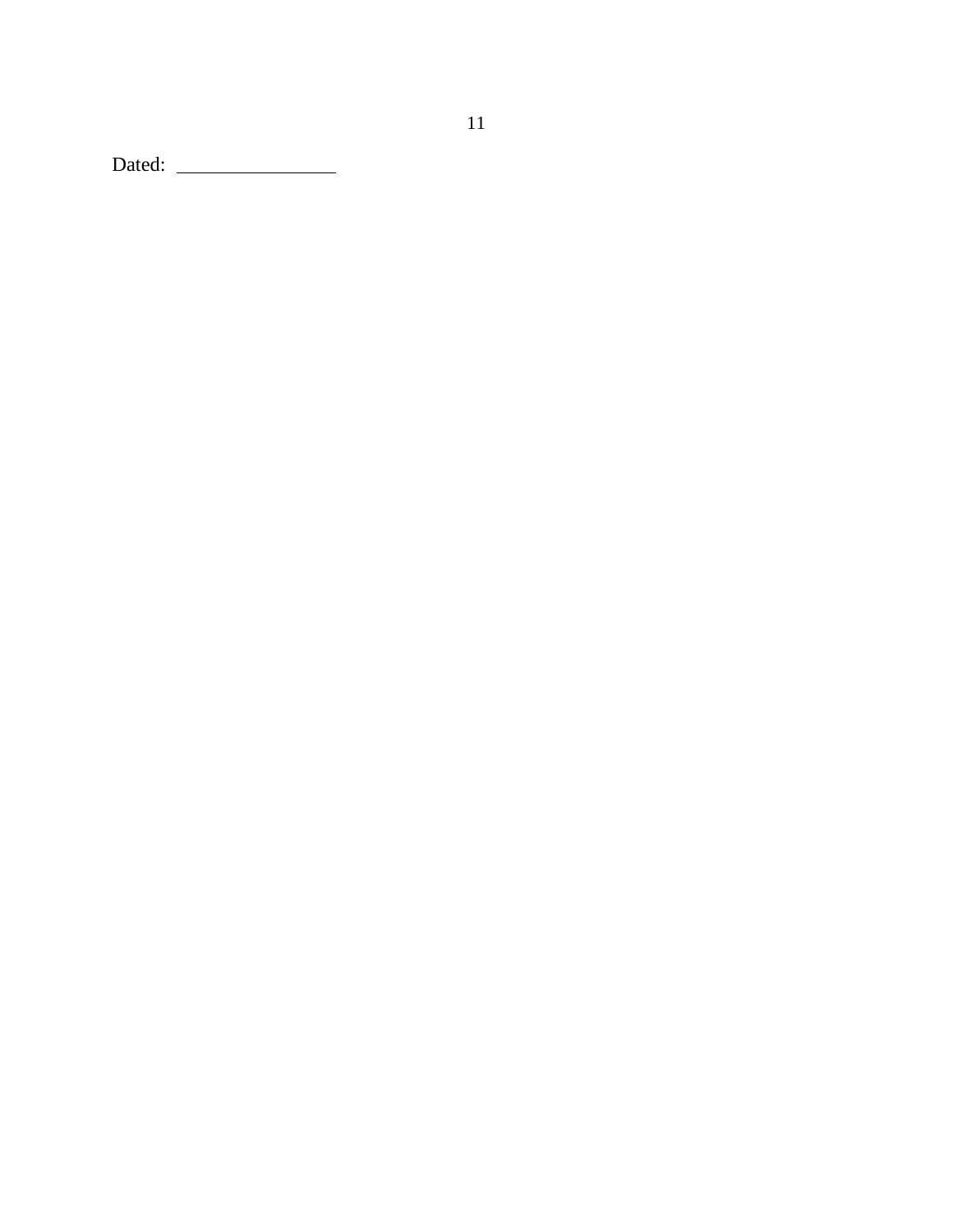Dated: \_\_\_\_\_\_\_\_\_\_\_\_\_\_\_\_

Dated: ________________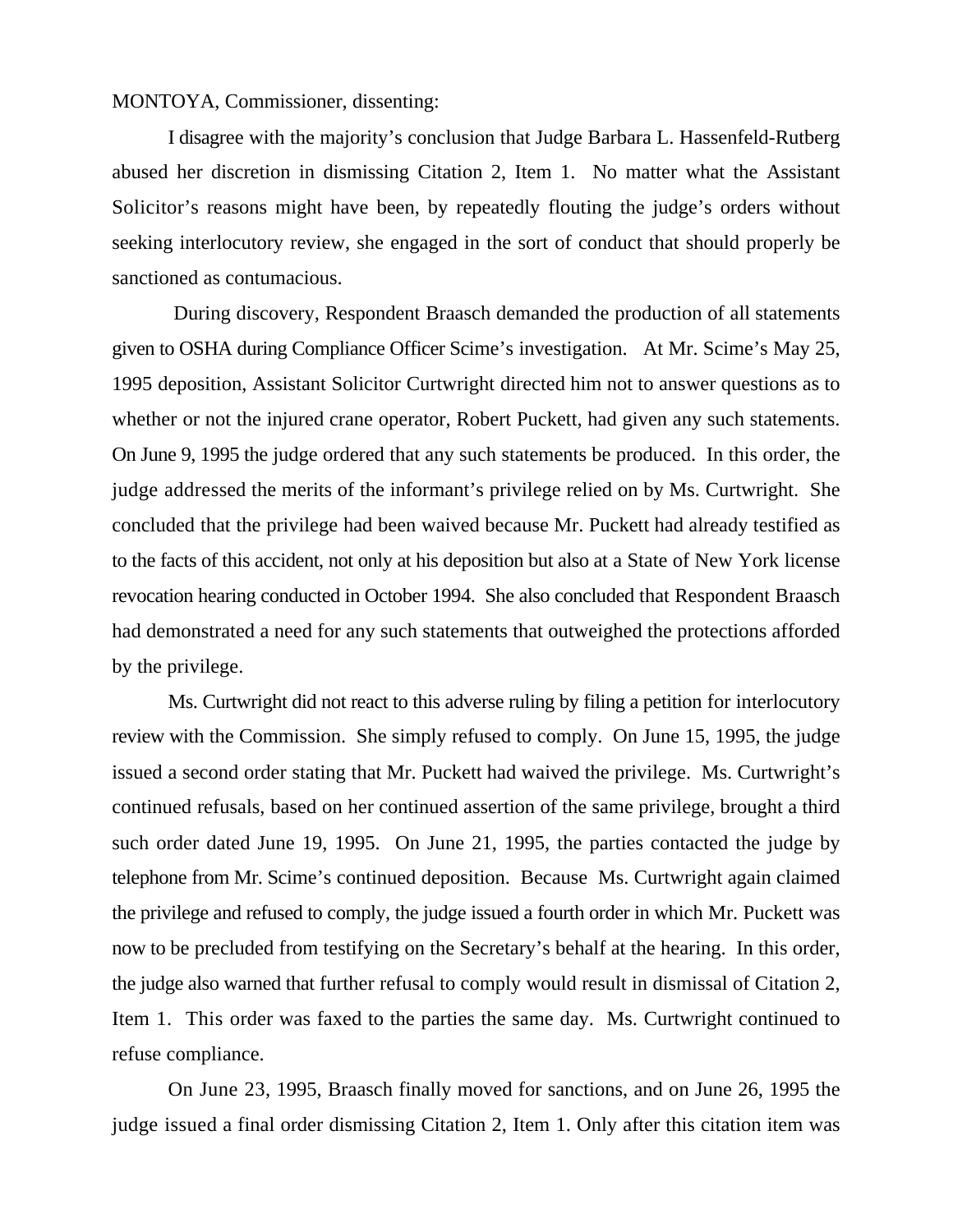MONTOYA, Commissioner, dissenting:

I disagree with the majority's conclusion that Judge Barbara L. Hassenfeld-Rutberg abused her discretion in dismissing Citation 2, Item 1. No matter what the Assistant Solicitor's reasons might have been, by repeatedly flouting the judge's orders without seeking interlocutory review, she engaged in the sort of conduct that should properly be sanctioned as contumacious.

During discovery, Respondent Braasch demanded the production of all statements given to OSHA during Compliance Officer Scime's investigation. At Mr. Scime's May 25, 1995 deposition, Assistant Solicitor Curtwright directed him not to answer questions as to whether or not the injured crane operator, Robert Puckett, had given any such statements. On June 9, 1995 the judge ordered that any such statements be produced. In this order, the judge addressed the merits of the informant's privilege relied on by Ms. Curtwright. She concluded that the privilege had been waived because Mr. Puckett had already testified as to the facts of this accident, not only at his deposition but also at a State of New York license revocation hearing conducted in October 1994. She also concluded that Respondent Braasch had demonstrated a need for any such statements that outweighed the protections afforded by the privilege.

Ms. Curtwright did not react to this adverse ruling by filing a petition for interlocutory review with the Commission. She simply refused to comply. On June 15, 1995, the judge issued a second order stating that Mr. Puckett had waived the privilege. Ms. Curtwright's continued refusals, based on her continued assertion of the same privilege, brought a third such order dated June 19, 1995. On June 21, 1995, the parties contacted the judge by telephone from Mr. Scime's continued deposition. Because Ms. Curtwright again claimed the privilege and refused to comply, the judge issued a fourth order in which Mr. Puckett was now to be precluded from testifying on the Secretary's behalf at the hearing. In this order, the judge also warned that further refusal to comply would result in dismissal of Citation 2, Item 1. This order was faxed to the parties the same day. Ms. Curtwright continued to refuse compliance.

On June 23, 1995, Braasch finally moved for sanctions, and on June 26, 1995 the judge issued a final order dismissing Citation 2, Item 1. Only after this citation item was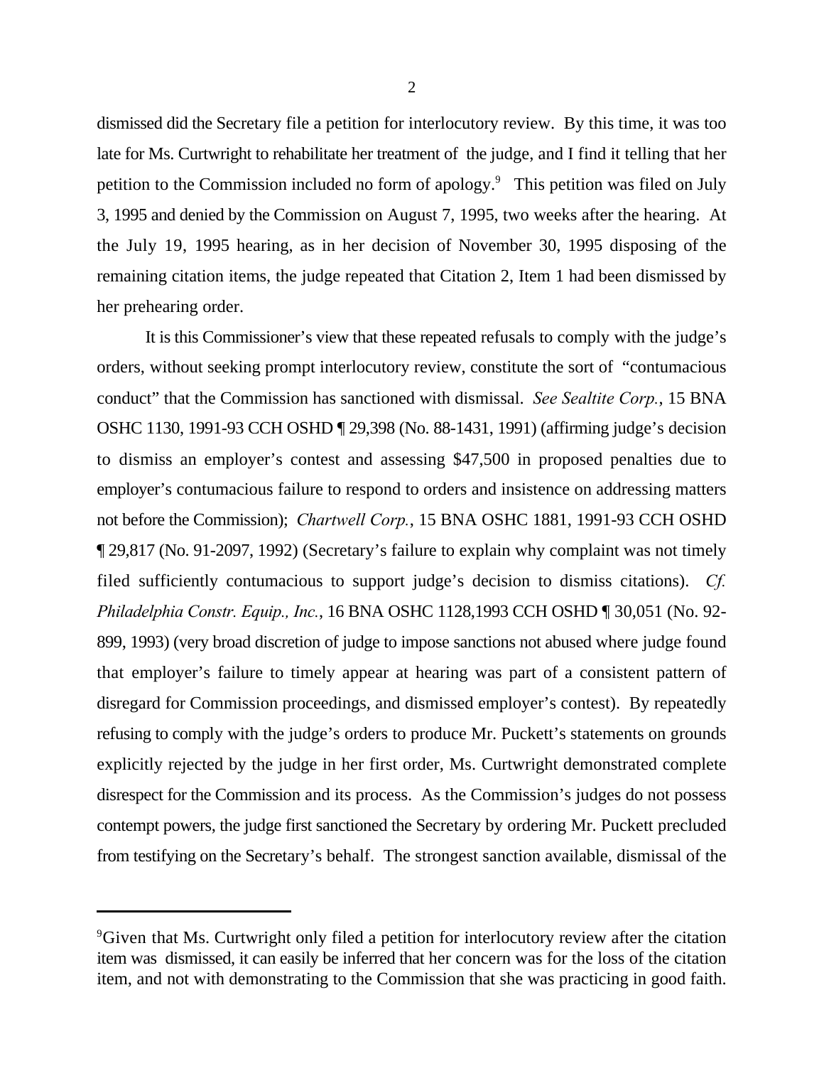dismissed did the Secretary file a petition for interlocutory review. By this time, it was too late for Ms. Curtwright to rehabilitate her treatment of the judge, and I find it telling that her petition to the Commission included no form of apology.[9] This petition was filed on July 3, 1995 and denied by the Commission on August 7, 1995, two weeks after the hearing. At the July 19, 1995 hearing, as in her decision of November 30, 1995 disposing of the remaining citation items, the judge repeated that Citation 2, Item 1 had been dismissed by her prehearing order.

It is this Commissioner's view that these repeated refusals to comply with the judge's orders, without seeking prompt interlocutory review, constitute the sort of "contumacious conduct" that the Commission has sanctioned with dismissal. *See Sealtite Corp.*, 15 BNA OSHC 1130, 1991-93 CCH OSHD ¶ 29,398 (No. 88-1431, 1991) (affirming judge's decision to dismiss an employer's contest and assessing $47,500 in proposed penalties due to employer's contumacious failure to respond to orders and insistence on addressing matters not before the Commission); *Chartwell Corp.*, 15 BNA OSHC 1881, 1991-93 CCH OSHD ¶ 29,817 (No. 91-2097, 1992) (Secretary's failure to explain why complaint was not timely filed sufficiently contumacious to support judge's decision to dismiss citations). *Cf. Philadelphia Constr. Equip., Inc.*, 16 BNA OSHC 1128,1993 CCH OSHD ¶ 30,051 (No. 92-899, 1993) (very broad discretion of judge to impose sanctions not abused where judge found that employer's failure to timely appear at hearing was part of a consistent pattern of disregard for Commission proceedings, and dismissed employer's contest). By repeatedly refusing to comply with the judge's orders to produce Mr. Puckett's statements on grounds explicitly rejected by the judge in her first order, Ms. Curtwright demonstrated complete disrespect for the Commission and its process. As the Commission's judges do not possess contempt powers, the judge first sanctioned the Secretary by ordering Mr. Puckett precluded from testifying on the Secretary's behalf. The strongest sanction available, dismissal of the

---

[9]Given that Ms. Curtwright only filed a petition for interlocutory review after the citation item was dismissed, it can easily be inferred that her concern was for the loss of the citation item, and not with demonstrating to the Commission that she was practicing in good faith.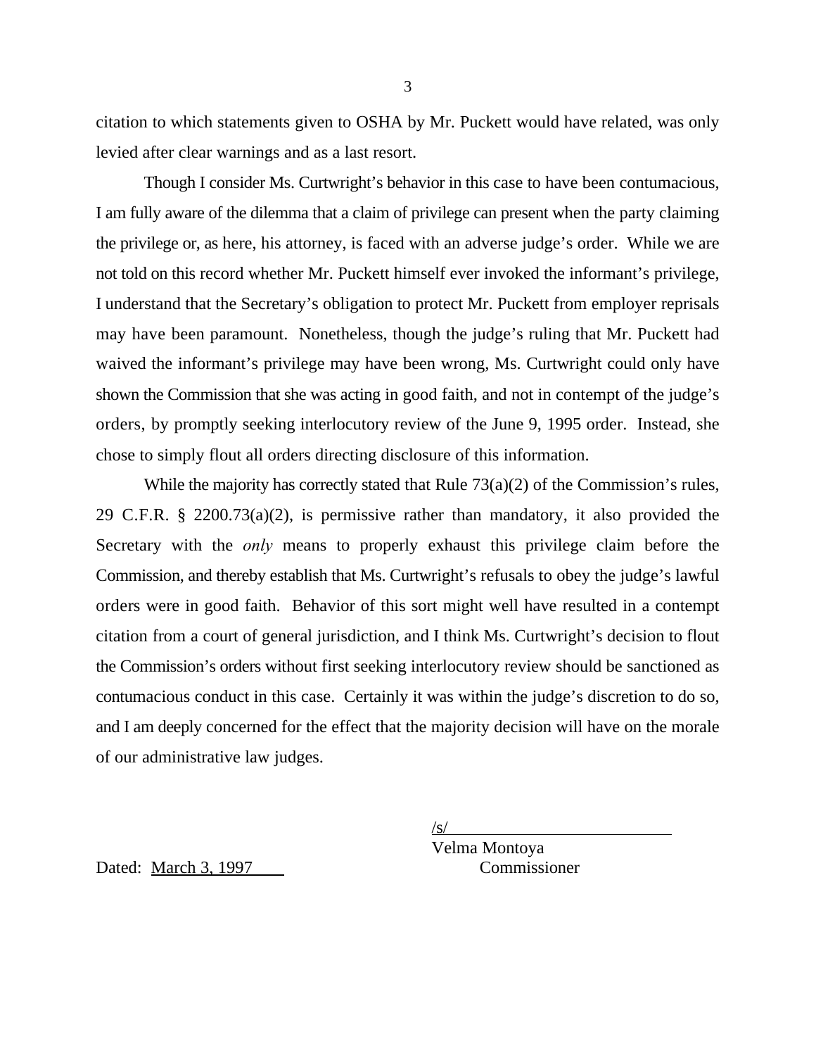citation to which statements given to OSHA by Mr. Puckett would have related, was only levied after clear warnings and as a last resort.

Though I consider Ms. Curtwright's behavior in this case to have been contumacious, I am fully aware of the dilemma that a claim of privilege can present when the party claiming the privilege or, as here, his attorney, is faced with an adverse judge's order. While we are not told on this record whether Mr. Puckett himself ever invoked the informant's privilege, I understand that the Secretary's obligation to protect Mr. Puckett from employer reprisals may have been paramount. Nonetheless, though the judge's ruling that Mr. Puckett had waived the informant's privilege may have been wrong, Ms. Curtwright could only have shown the Commission that she was acting in good faith, and not in contempt of the judge's orders, by promptly seeking interlocutory review of the June 9, 1995 order. Instead, she chose to simply flout all orders directing disclosure of this information.

While the majority has correctly stated that Rule 73(a)(2) of the Commission's rules, 29 C.F.R. § 2200.73(a)(2), is permissive rather than mandatory, it also provided the Secretary with the *only* means to properly exhaust this privilege claim before the Commission, and thereby establish that Ms. Curtwright's refusals to obey the judge's lawful orders were in good faith. Behavior of this sort might well have resulted in a contempt citation from a court of general jurisdiction, and I think Ms. Curtwright's decision to flout the Commission's orders without first seeking interlocutory review should be sanctioned as contumacious conduct in this case. Certainly it was within the judge's discretion to do so, and I am deeply concerned for the effect that the majority decision will have on the morale of our administrative law judges.

/s/
Velma Montoya
Commissioner

Dated: March 3, 1997